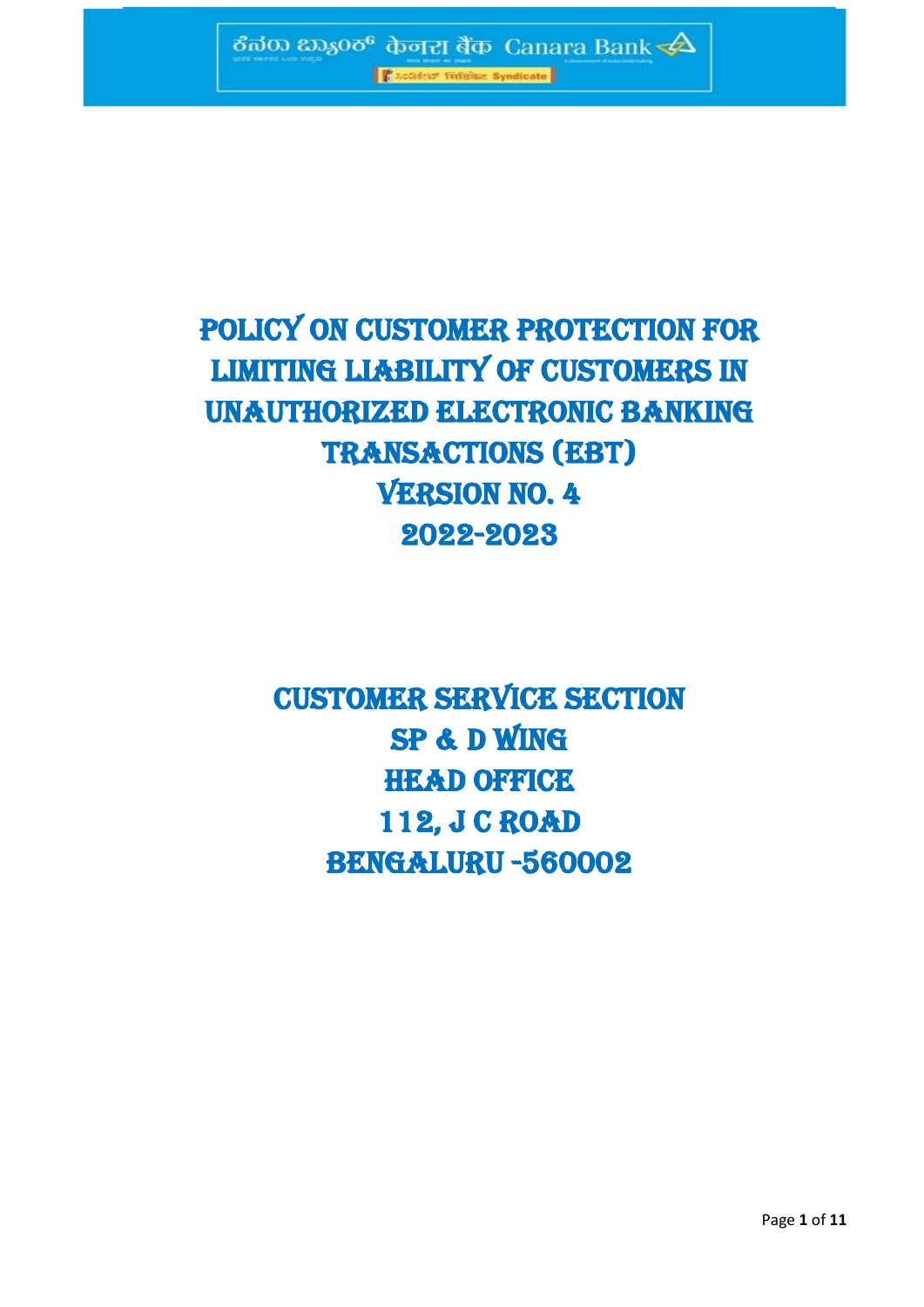# POLICY ON CUSTOMER PROTECTION FOR LIMITING LIABILITY OF CUSTOMERS IN UNAUTHORIZED ELECTRONIC BANKING TRANSACTIONS (EBT)

## VERSION NO. 4

## 2022-2023

## CUSTOMER SERVICE SECTION

## SP & D WING

## HEAD OFFICE

## 112, J C ROAD

## BENGALURU -560002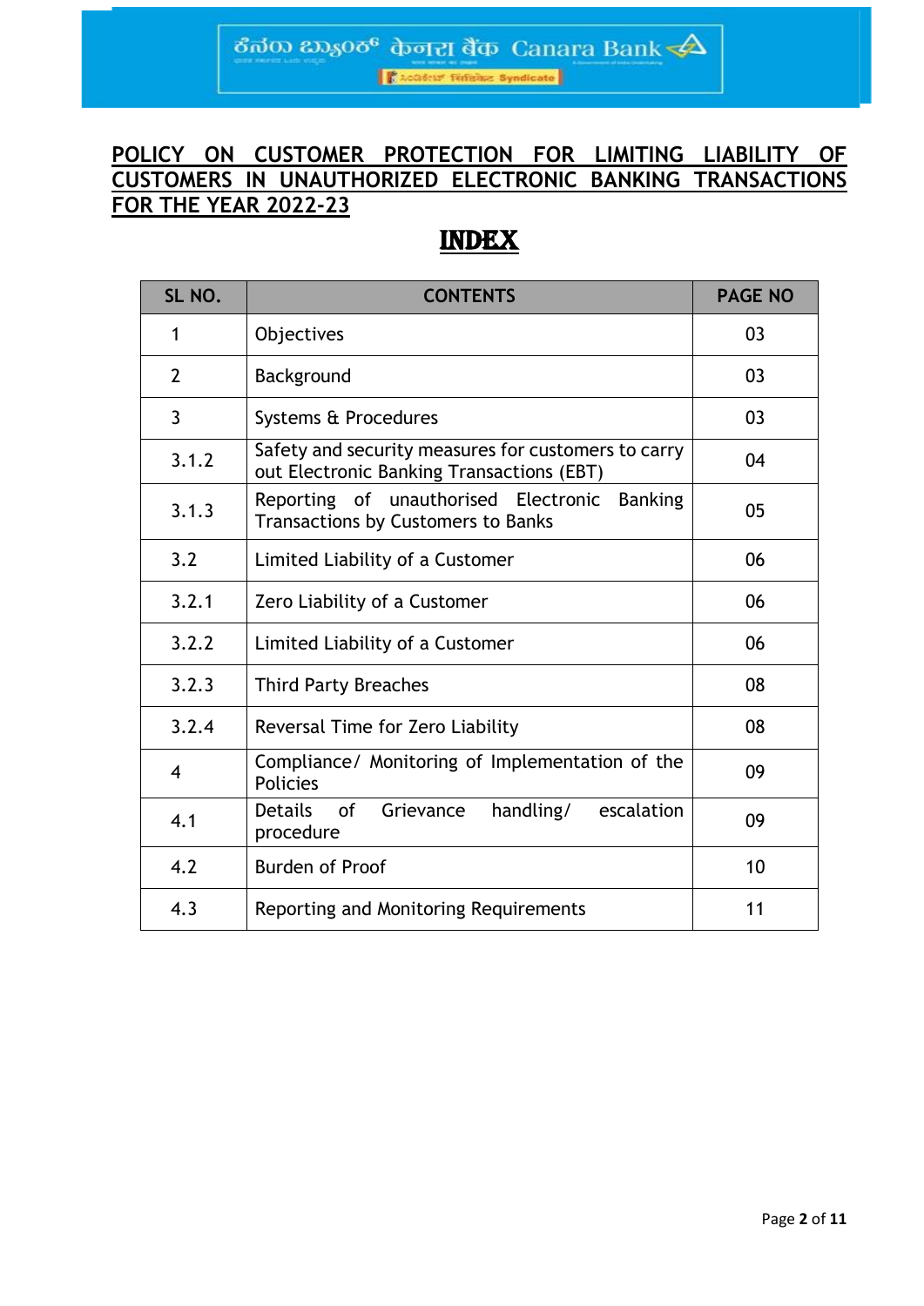# POLICY ON CUSTOMER PROTECTION FOR LIMITING LIABILITY OF CUSTOMERS IN UNAUTHORIZED ELECTRONIC BANKING TRANSACTIONS FOR THE YEAR 2022-23

## INDEX

| SL NO. | CONTENTS | PAGE NO |
|---|---|---|
| 1 | Objectives | 03 |
| 2 | Background | 03 |
| 3 | Systems & Procedures | 03 |
| 3.1.2 | Safety and security measures for customers to carry out Electronic Banking Transactions (EBT) | 04 |
| 3.1.3 | Reporting of unauthorised Electronic Banking Transactions by Customers to Banks | 05 |
| 3.2 | Limited Liability of a Customer | 06 |
| 3.2.1 | Zero Liability of a Customer | 06 |
| 3.2.2 | Limited Liability of a Customer | 06 |
| 3.2.3 | Third Party Breaches | 08 |
| 3.2.4 | Reversal Time for Zero Liability | 08 |
| 4 | Compliance/ Monitoring of Implementation of the Policies | 09 |
| 4.1 | Details of Grievance handling/ escalation procedure | 09 |
| 4.2 | Burden of Proof | 10 |
| 4.3 | Reporting and Monitoring Requirements | 11 |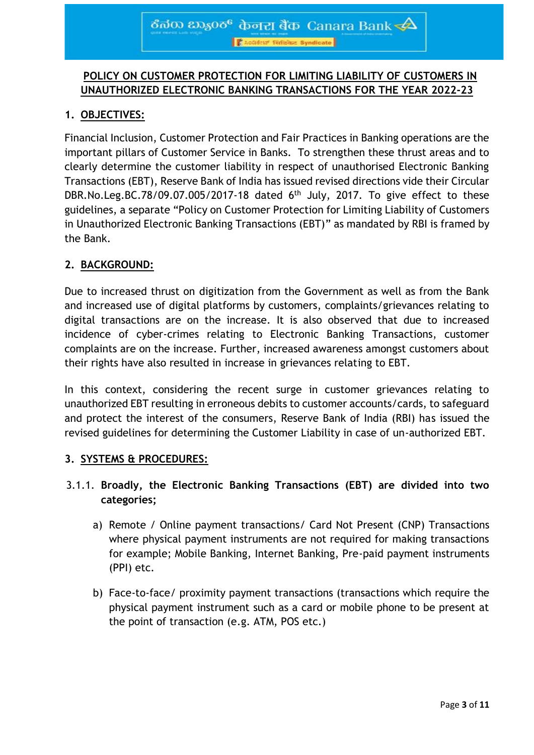## POLICY ON CUSTOMER PROTECTION FOR LIMITING LIABILITY OF CUSTOMERS IN UNAUTHORIZED ELECTRONIC BANKING TRANSACTIONS FOR THE YEAR 2022-23

### 1. OBJECTIVES:

Financial Inclusion, Customer Protection and Fair Practices in Banking operations are the important pillars of Customer Service in Banks. To strengthen these thrust areas and to clearly determine the customer liability in respect of unauthorised Electronic Banking Transactions (EBT), Reserve Bank of India has issued revised directions vide their Circular DBR.No.Leg.BC.78/09.07.005/2017-18 dated 6th July, 2017. To give effect to these guidelines, a separate "Policy on Customer Protection for Limiting Liability of Customers in Unauthorized Electronic Banking Transactions (EBT)" as mandated by RBI is framed by the Bank.

### 2. BACKGROUND:

Due to increased thrust on digitization from the Government as well as from the Bank and increased use of digital platforms by customers, complaints/grievances relating to digital transactions are on the increase. It is also observed that due to increased incidence of cyber-crimes relating to Electronic Banking Transactions, customer complaints are on the increase. Further, increased awareness amongst customers about their rights have also resulted in increase in grievances relating to EBT.

In this context, considering the recent surge in customer grievances relating to unauthorized EBT resulting in erroneous debits to customer accounts/cards, to safeguard and protect the interest of the consumers, Reserve Bank of India (RBI) has issued the revised guidelines for determining the Customer Liability in case of un-authorized EBT.

### 3. SYSTEMS & PROCEDURES:

3.1.1. **Broadly, the Electronic Banking Transactions (EBT) are divided into two categories;**

a) Remote / Online payment transactions/ Card Not Present (CNP) Transactions where physical payment instruments are not required for making transactions for example; Mobile Banking, Internet Banking, Pre-paid payment instruments (PPI) etc.

b) Face-to-face/ proximity payment transactions (transactions which require the physical payment instrument such as a card or mobile phone to be present at the point of transaction (e.g. ATM, POS etc.)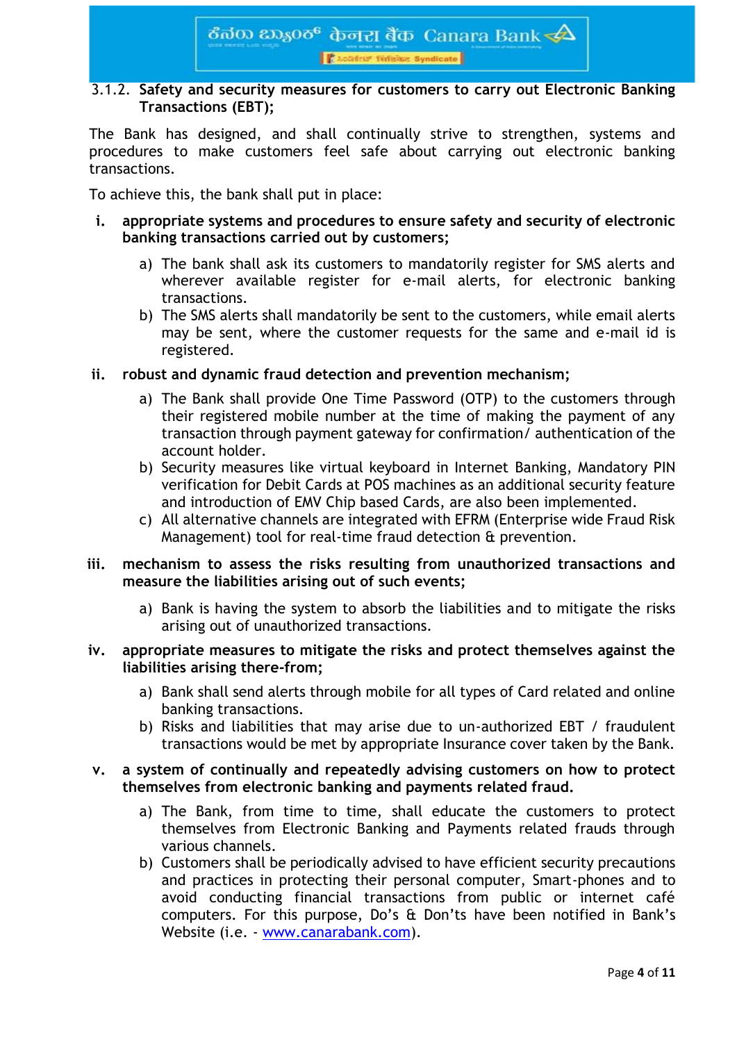### 3.1.2. Safety and security measures for customers to carry out Electronic Banking Transactions (EBT);

The Bank has designed, and shall continually strive to strengthen, systems and procedures to make customers feel safe about carrying out electronic banking transactions.

To achieve this, the bank shall put in place:

**i. appropriate systems and procedures to ensure safety and security of electronic banking transactions carried out by customers;**

a) The bank shall ask its customers to mandatorily register for SMS alerts and wherever available register for e-mail alerts, for electronic banking transactions.

b) The SMS alerts shall mandatorily be sent to the customers, while email alerts may be sent, where the customer requests for the same and e-mail id is registered.

**ii. robust and dynamic fraud detection and prevention mechanism;**

a) The Bank shall provide One Time Password (OTP) to the customers through their registered mobile number at the time of making the payment of any transaction through payment gateway for confirmation/ authentication of the account holder.

b) Security measures like virtual keyboard in Internet Banking, Mandatory PIN verification for Debit Cards at POS machines as an additional security feature and introduction of EMV Chip based Cards, are also been implemented.

c) All alternative channels are integrated with EFRM (Enterprise wide Fraud Risk Management) tool for real-time fraud detection & prevention.

**iii. mechanism to assess the risks resulting from unauthorized transactions and measure the liabilities arising out of such events;**

a) Bank is having the system to absorb the liabilities and to mitigate the risks arising out of unauthorized transactions.

**iv. appropriate measures to mitigate the risks and protect themselves against the liabilities arising there-from;**

a) Bank shall send alerts through mobile for all types of Card related and online banking transactions.

b) Risks and liabilities that may arise due to un-authorized EBT / fraudulent transactions would be met by appropriate Insurance cover taken by the Bank.

**v. a system of continually and repeatedly advising customers on how to protect themselves from electronic banking and payments related fraud.**

a) The Bank, from time to time, shall educate the customers to protect themselves from Electronic Banking and Payments related frauds through various channels.

b) Customers shall be periodically advised to have efficient security precautions and practices in protecting their personal computer, Smart-phones and to avoid conducting financial transactions from public or internet café computers. For this purpose, Do's & Don'ts have been notified in Bank's Website (i.e. - www.canarabank.com).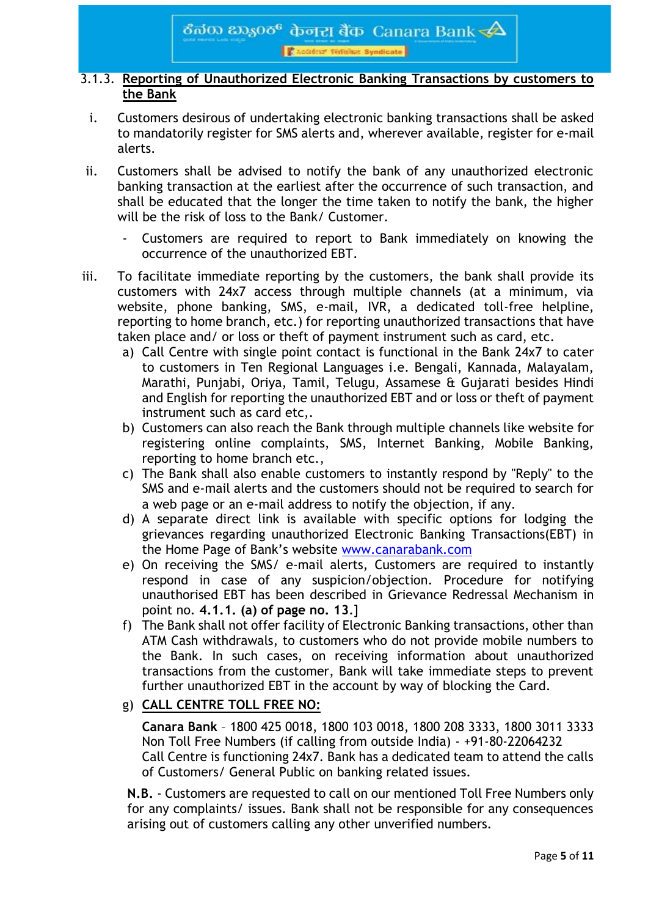### 3.1.3. Reporting of Unauthorized Electronic Banking Transactions by customers to the Bank

i. Customers desirous of undertaking electronic banking transactions shall be asked to mandatorily register for SMS alerts and, wherever available, register for e-mail alerts.

ii. Customers shall be advised to notify the bank of any unauthorized electronic banking transaction at the earliest after the occurrence of such transaction, and shall be educated that the longer the time taken to notify the bank, the higher will be the risk of loss to the Bank/ Customer.

   - Customers are required to report to Bank immediately on knowing the occurrence of the unauthorized EBT.

iii. To facilitate immediate reporting by the customers, the bank shall provide its customers with 24x7 access through multiple channels (at a minimum, via website, phone banking, SMS, e-mail, IVR, a dedicated toll-free helpline, reporting to home branch, etc.) for reporting unauthorized transactions that have taken place and/ or loss or theft of payment instrument such as card, etc.

   a) Call Centre with single point contact is functional in the Bank 24x7 to cater to customers in Ten Regional Languages i.e. Bengali, Kannada, Malayalam, Marathi, Punjabi, Oriya, Tamil, Telugu, Assamese & Gujarati besides Hindi and English for reporting the unauthorized EBT and or loss or theft of payment instrument such as card etc,.

   b) Customers can also reach the Bank through multiple channels like website for registering online complaints, SMS, Internet Banking, Mobile Banking, reporting to home branch etc.,

   c) The Bank shall also enable customers to instantly respond by "Reply" to the SMS and e-mail alerts and the customers should not be required to search for a web page or an e-mail address to notify the objection, if any.

   d) A separate direct link is available with specific options for lodging the grievances regarding unauthorized Electronic Banking Transactions(EBT) in the Home Page of Bank's website www.canarabank.com

   e) On receiving the SMS/ e-mail alerts, Customers are required to instantly respond in case of any suspicion/objection. Procedure for notifying unauthorised EBT has been described in Grievance Redressal Mechanism in point no. **4.1.1. (a) of page no. 13**.]

   f) The Bank shall not offer facility of Electronic Banking transactions, other than ATM Cash withdrawals, to customers who do not provide mobile numbers to the Bank. In such cases, on receiving information about unauthorized transactions from the customer, Bank will take immediate steps to prevent further unauthorized EBT in the account by way of blocking the Card.

   g) **CALL CENTRE TOLL FREE NO:**

   **Canara Bank** – 1800 425 0018, 1800 103 0018, 1800 208 3333, 1800 3011 3333
   Non Toll Free Numbers (if calling from outside India) - +91-80-22064232
   Call Centre is functioning 24x7. Bank has a dedicated team to attend the calls of Customers/ General Public on banking related issues.

**N.B.** - Customers are requested to call on our mentioned Toll Free Numbers only for any complaints/ issues. Bank shall not be responsible for any consequences arising out of customers calling any other unverified numbers.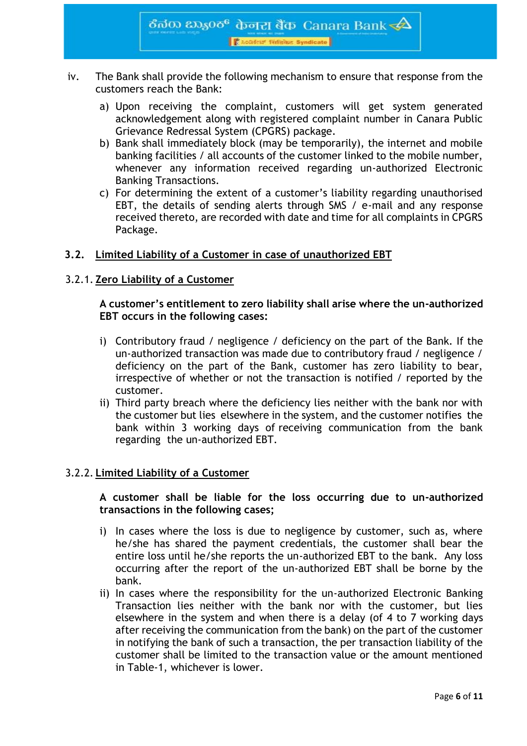iv. The Bank shall provide the following mechanism to ensure that response from the customers reach the Bank:

   a) Upon receiving the complaint, customers will get system generated acknowledgement along with registered complaint number in Canara Public Grievance Redressal System (CPGRS) package.
   b) Bank shall immediately block (may be temporarily), the internet and mobile banking facilities / all accounts of the customer linked to the mobile number, whenever any information received regarding un-authorized Electronic Banking Transactions.
   c) For determining the extent of a customer's liability regarding unauthorised EBT, the details of sending alerts through SMS / e-mail and any response received thereto, are recorded with date and time for all complaints in CPGRS Package.

## 3.2. <u>Limited Liability of a Customer in case of unauthorized EBT</u>

### 3.2.1. <u>Zero Liability of a Customer</u>

**A customer's entitlement to zero liability shall arise where the un-authorized EBT occurs in the following cases:**

i) Contributory fraud / negligence / deficiency on the part of the Bank. If the un-authorized transaction was made due to contributory fraud / negligence / deficiency on the part of the Bank, customer has zero liability to bear, irrespective of whether or not the transaction is notified / reported by the customer.
ii) Third party breach where the deficiency lies neither with the bank nor with the customer but lies elsewhere in the system, and the customer notifies the bank within 3 working days of receiving communication from the bank regarding the un-authorized EBT.

### 3.2.2. <u>Limited Liability of a Customer</u>

**A customer shall be liable for the loss occurring due to un-authorized transactions in the following cases;**

i) In cases where the loss is due to negligence by customer, such as, where he/she has shared the payment credentials, the customer shall bear the entire loss until he/she reports the un-authorized EBT to the bank. Any loss occurring after the report of the un-authorized EBT shall be borne by the bank.
ii) In cases where the responsibility for the un-authorized Electronic Banking Transaction lies neither with the bank nor with the customer, but lies elsewhere in the system and when there is a delay (of 4 to 7 working days after receiving the communication from the bank) on the part of the customer in notifying the bank of such a transaction, the per transaction liability of the customer shall be limited to the transaction value or the amount mentioned in Table-1, whichever is lower.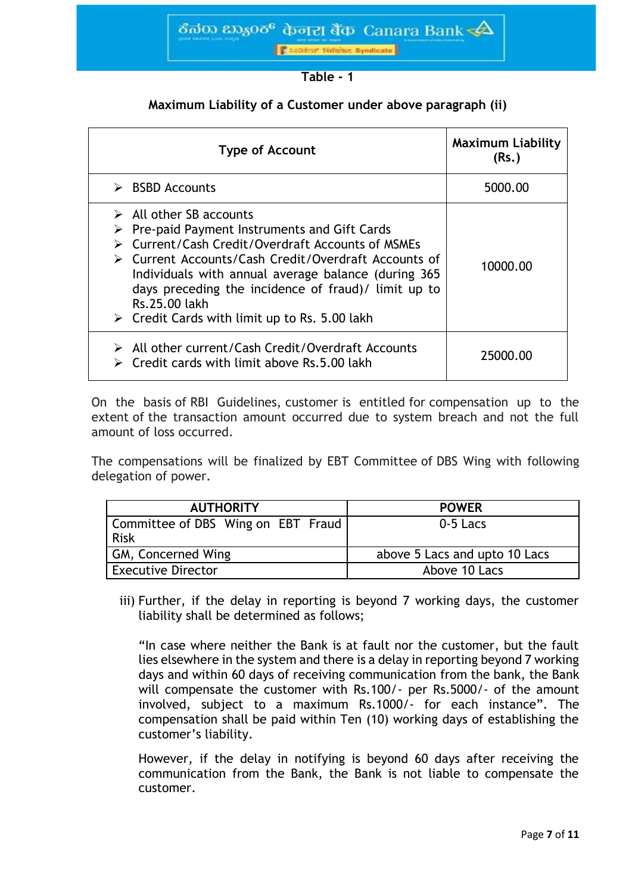**Table - 1**

**Maximum Liability of a Customer under above paragraph (ii)**

| Type of Account | Maximum Liability (Rs.) |
| --- | --- |
| ➢ BSBD Accounts | 5000.00 |
| ➢ All other SB accounts<br>➢ Pre-paid Payment Instruments and Gift Cards<br>➢ Current/Cash Credit/Overdraft Accounts of MSMEs<br>➢ Current Accounts/Cash Credit/Overdraft Accounts of Individuals with annual average balance (during 365 days preceding the incidence of fraud)/ limit up to Rs.25.00 lakh<br>➢ Credit Cards with limit up to Rs. 5.00 lakh | 10000.00 |
| ➢ All other current/Cash Credit/Overdraft Accounts<br>➢ Credit cards with limit above Rs.5.00 lakh | 25000.00 |

On the basis of RBI Guidelines, customer is entitled for compensation up to the extent of the transaction amount occurred due to system breach and not the full amount of loss occurred.

The compensations will be finalized by EBT Committee of DBS Wing with following delegation of power.

| AUTHORITY | POWER |
| --- | --- |
| Committee of DBS Wing on EBT Fraud Risk | 0-5 Lacs |
| GM, Concerned Wing | above 5 Lacs and upto 10 Lacs |
| Executive Director | Above 10 Lacs |

iii) Further, if the delay in reporting is beyond 7 working days, the customer liability shall be determined as follows;

"In case where neither the Bank is at fault nor the customer, but the fault lies elsewhere in the system and there is a delay in reporting beyond 7 working days and within 60 days of receiving communication from the bank, the Bank will compensate the customer with Rs.100/- per Rs.5000/- of the amount involved, subject to a maximum Rs.1000/- for each instance". The compensation shall be paid within Ten (10) working days of establishing the customer's liability.

However, if the delay in notifying is beyond 60 days after receiving the communication from the Bank, the Bank is not liable to compensate the customer.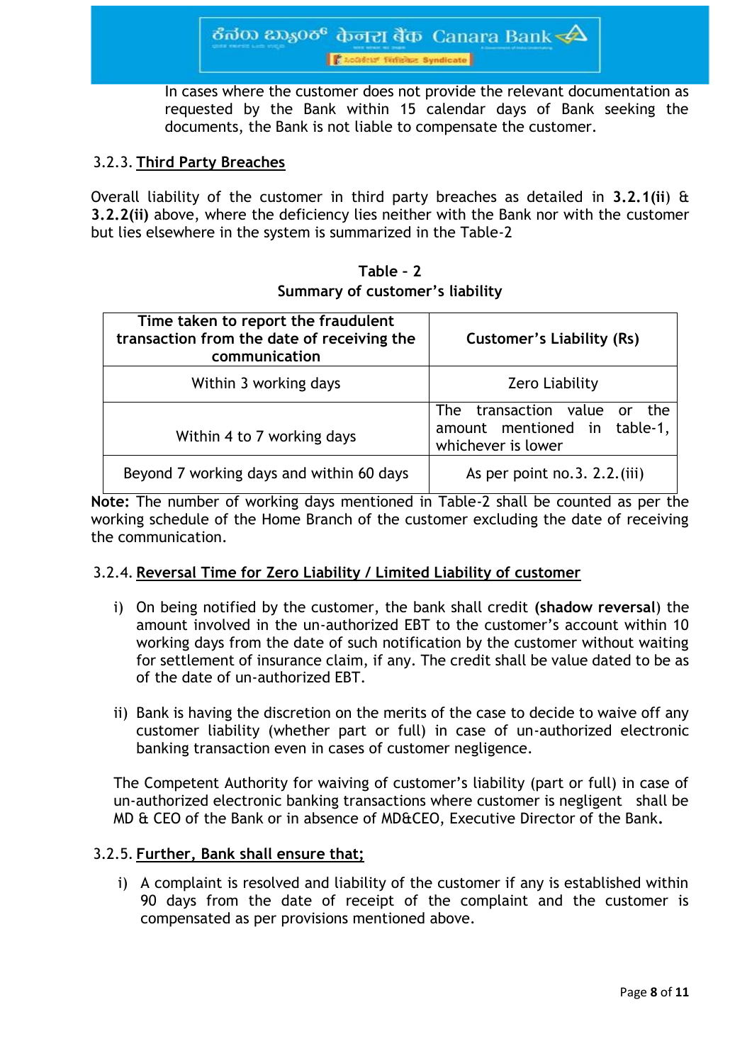In cases where the customer does not provide the relevant documentation as requested by the Bank within 15 calendar days of Bank seeking the documents, the Bank is not liable to compensate the customer.

### 3.2.3. Third Party Breaches

Overall liability of the customer in third party breaches as detailed in **3.2.1(ii)** & **3.2.2(ii)** above, where the deficiency lies neither with the Bank nor with the customer but lies elsewhere in the system is summarized in the Table-2

**Table – 2**
**Summary of customer's liability**

| Time taken to report the fraudulent transaction from the date of receiving the communication | Customer's Liability (Rs) |
|---|---|
| Within 3 working days | Zero Liability |
| Within 4 to 7 working days | The transaction value or the amount mentioned in table-1, whichever is lower |
| Beyond 7 working days and within 60 days | As per point no.3. 2.2.(iii) |

**Note:** The number of working days mentioned in Table-2 shall be counted as per the working schedule of the Home Branch of the customer excluding the date of receiving the communication.

### 3.2.4. Reversal Time for Zero Liability / Limited Liability of customer

i) On being notified by the customer, the bank shall credit **(shadow reversal**) the amount involved in the un-authorized EBT to the customer's account within 10 working days from the date of such notification by the customer without waiting for settlement of insurance claim, if any. The credit shall be value dated to be as of the date of un-authorized EBT.

ii) Bank is having the discretion on the merits of the case to decide to waive off any customer liability (whether part or full) in case of un-authorized electronic banking transaction even in cases of customer negligence.

The Competent Authority for waiving of customer's liability (part or full) in case of un-authorized electronic banking transactions where customer is negligent shall be MD & CEO of the Bank or in absence of MD&CEO, Executive Director of the Bank**.**

### 3.2.5. Further, Bank shall ensure that;

i) A complaint is resolved and liability of the customer if any is established within 90 days from the date of receipt of the complaint and the customer is compensated as per provisions mentioned above.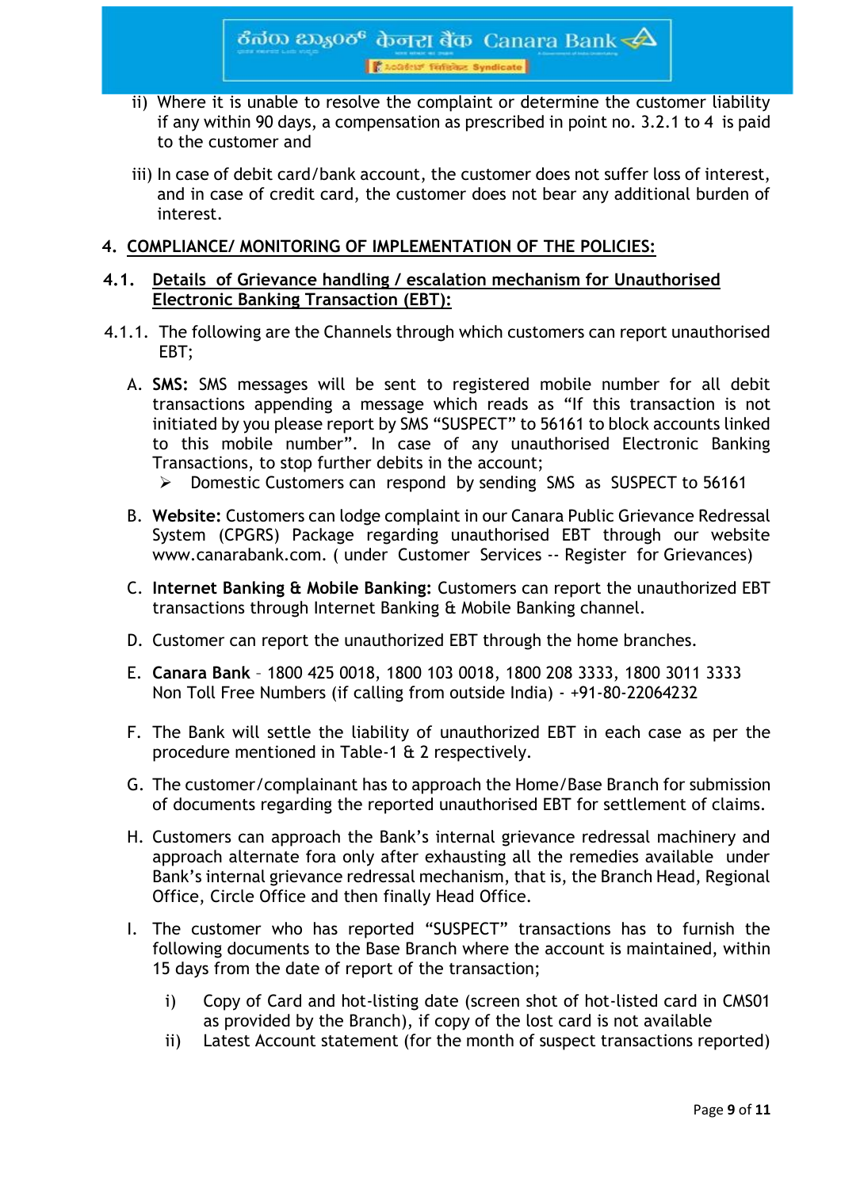ii) Where it is unable to resolve the complaint or determine the customer liability if any within 90 days, a compensation as prescribed in point no. 3.2.1 to 4 is paid to the customer and

iii) In case of debit card/bank account, the customer does not suffer loss of interest, and in case of credit card, the customer does not bear any additional burden of interest.

## 4. COMPLIANCE/ MONITORING OF IMPLEMENTATION OF THE POLICIES:

### 4.1. Details of Grievance handling / escalation mechanism for Unauthorised Electronic Banking Transaction (EBT):

4.1.1. The following are the Channels through which customers can report unauthorised EBT;

A. **SMS:** SMS messages will be sent to registered mobile number for all debit transactions appending a message which reads as "If this transaction is not initiated by you please report by SMS "SUSPECT" to 56161 to block accounts linked to this mobile number". In case of any unauthorised Electronic Banking Transactions, to stop further debits in the account;
   - Domestic Customers can respond by sending SMS as SUSPECT to 56161

B. **Website:** Customers can lodge complaint in our Canara Public Grievance Redressal System (CPGRS) Package regarding unauthorised EBT through our website www.canarabank.com. ( under Customer Services -- Register for Grievances)

C. **Internet Banking & Mobile Banking:** Customers can report the unauthorized EBT transactions through Internet Banking & Mobile Banking channel.

D. Customer can report the unauthorized EBT through the home branches.

E. **Canara Bank** – 1800 425 0018, 1800 103 0018, 1800 208 3333, 1800 3011 3333 Non Toll Free Numbers (if calling from outside India) - +91-80-22064232

F. The Bank will settle the liability of unauthorized EBT in each case as per the procedure mentioned in Table-1 & 2 respectively.

G. The customer/complainant has to approach the Home/Base Branch for submission of documents regarding the reported unauthorised EBT for settlement of claims.

H. Customers can approach the Bank's internal grievance redressal machinery and approach alternate fora only after exhausting all the remedies available under Bank's internal grievance redressal mechanism, that is, the Branch Head, Regional Office, Circle Office and then finally Head Office.

I. The customer who has reported "SUSPECT" transactions has to furnish the following documents to the Base Branch where the account is maintained, within 15 days from the date of report of the transaction;

   i) Copy of Card and hot-listing date (screen shot of hot-listed card in CMS01 as provided by the Branch), if copy of the lost card is not available
   ii) Latest Account statement (for the month of suspect transactions reported)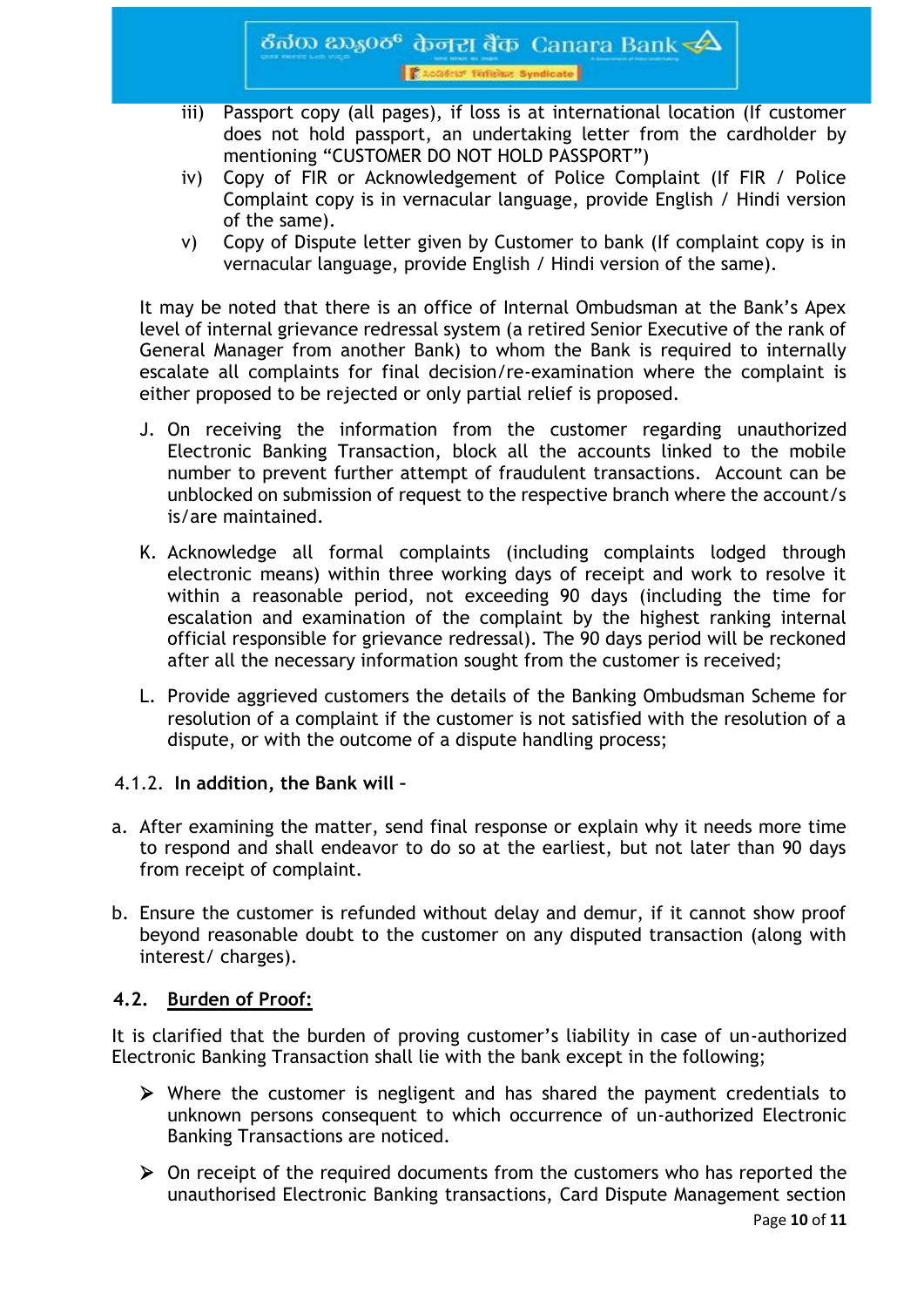iii) Passport copy (all pages), if loss is at international location (If customer does not hold passport, an undertaking letter from the cardholder by mentioning “CUSTOMER DO NOT HOLD PASSPORT”)

iv) Copy of FIR or Acknowledgement of Police Complaint (If FIR / Police Complaint copy is in vernacular language, provide English / Hindi version of the same).

v) Copy of Dispute letter given by Customer to bank (If complaint copy is in vernacular language, provide English / Hindi version of the same).

It may be noted that there is an office of Internal Ombudsman at the Bank’s Apex level of internal grievance redressal system (a retired Senior Executive of the rank of General Manager from another Bank) to whom the Bank is required to internally escalate all complaints for final decision/re-examination where the complaint is either proposed to be rejected or only partial relief is proposed.

J. On receiving the information from the customer regarding unauthorized Electronic Banking Transaction, block all the accounts linked to the mobile number to prevent further attempt of fraudulent transactions. Account can be unblocked on submission of request to the respective branch where the account/s is/are maintained.

K. Acknowledge all formal complaints (including complaints lodged through electronic means) within three working days of receipt and work to resolve it within a reasonable period, not exceeding 90 days (including the time for escalation and examination of the complaint by the highest ranking internal official responsible for grievance redressal). The 90 days period will be reckoned after all the necessary information sought from the customer is received;

L. Provide aggrieved customers the details of the Banking Ombudsman Scheme for resolution of a complaint if the customer is not satisfied with the resolution of a dispute, or with the outcome of a dispute handling process;

4.1.2. **In addition, the Bank will –**

a. After examining the matter, send final response or explain why it needs more time to respond and shall endeavor to do so at the earliest, but not later than 90 days from receipt of complaint.

b. Ensure the customer is refunded without delay and demur, if it cannot show proof beyond reasonable doubt to the customer on any disputed transaction (along with interest/ charges).

### 4.2. Burden of Proof:

It is clarified that the burden of proving customer’s liability in case of un-authorized Electronic Banking Transaction shall lie with the bank except in the following;

- Where the customer is negligent and has shared the payment credentials to unknown persons consequent to which occurrence of un-authorized Electronic Banking Transactions are noticed.
- On receipt of the required documents from the customers who has reported the unauthorised Electronic Banking transactions, Card Dispute Management section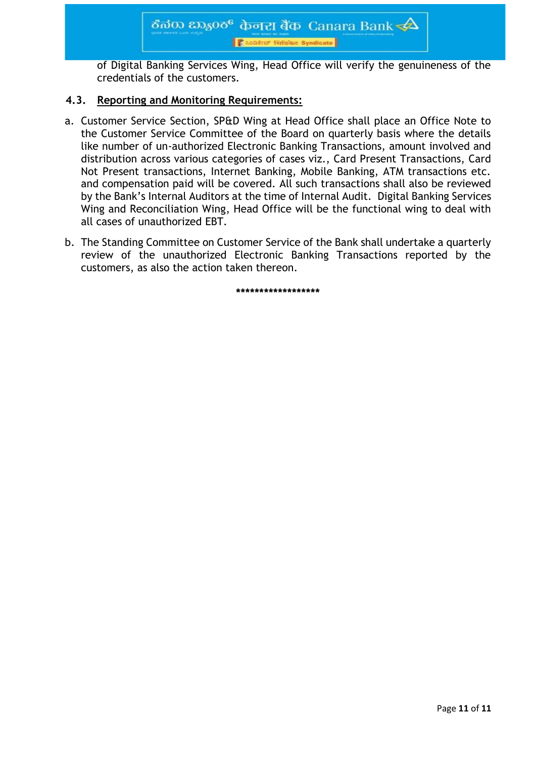of Digital Banking Services Wing, Head Office will verify the genuineness of the credentials of the customers.

### 4.3. Reporting and Monitoring Requirements:

a. Customer Service Section, SP&D Wing at Head Office shall place an Office Note to the Customer Service Committee of the Board on quarterly basis where the details like number of un-authorized Electronic Banking Transactions, amount involved and distribution across various categories of cases viz., Card Present Transactions, Card Not Present transactions, Internet Banking, Mobile Banking, ATM transactions etc. and compensation paid will be covered. All such transactions shall also be reviewed by the Bank's Internal Auditors at the time of Internal Audit. Digital Banking Services Wing and Reconciliation Wing, Head Office will be the functional wing to deal with all cases of unauthorized EBT.

b. The Standing Committee on Customer Service of the Bank shall undertake a quarterly review of the unauthorized Electronic Banking Transactions reported by the customers, as also the action taken thereon.

******************